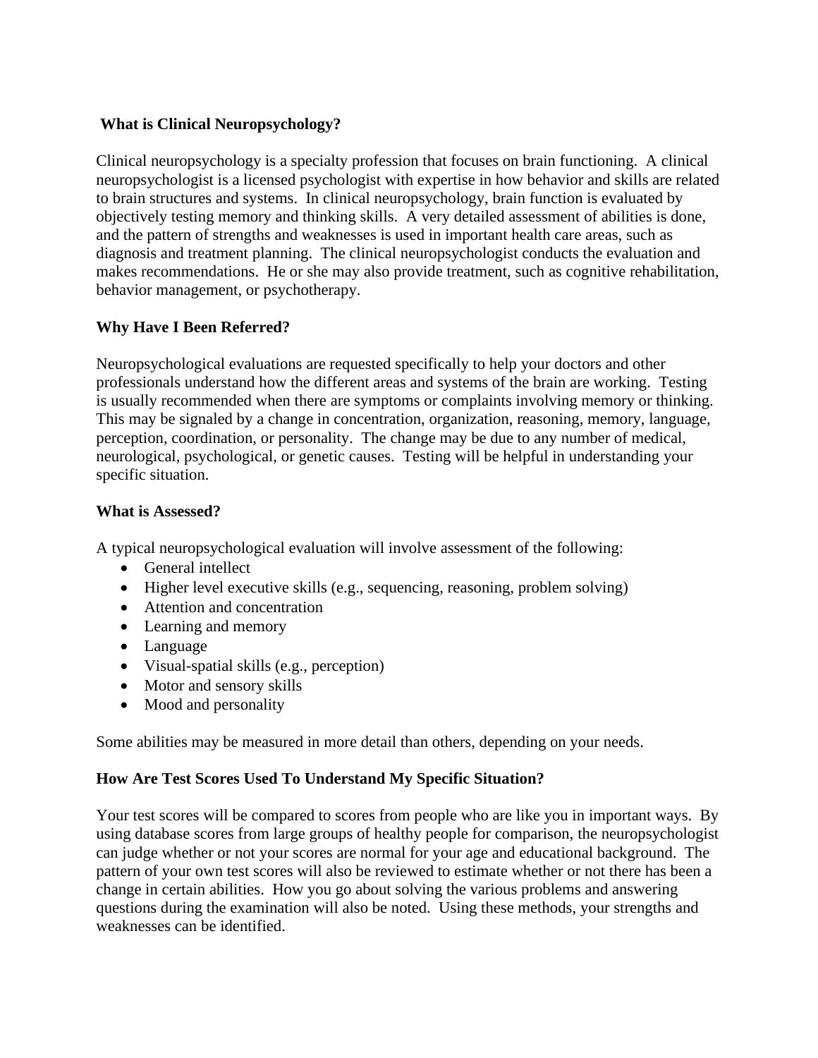## What is Clinical Neuropsychology?

Clinical neuropsychology is a specialty profession that focuses on brain functioning. A clinical neuropsychologist is a licensed psychologist with expertise in how behavior and skills are related to brain structures and systems. In clinical neuropsychology, brain function is evaluated by objectively testing memory and thinking skills. A very detailed assessment of abilities is done, and the pattern of strengths and weaknesses is used in important health care areas, such as diagnosis and treatment planning. The clinical neuropsychologist conducts the evaluation and makes recommendations. He or she may also provide treatment, such as cognitive rehabilitation, behavior management, or psychotherapy.

## Why Have I Been Referred?

Neuropsychological evaluations are requested specifically to help your doctors and other professionals understand how the different areas and systems of the brain are working. Testing is usually recommended when there are symptoms or complaints involving memory or thinking. This may be signaled by a change in concentration, organization, reasoning, memory, language, perception, coordination, or personality. The change may be due to any number of medical, neurological, psychological, or genetic causes. Testing will be helpful in understanding your specific situation.

## What is Assessed?

A typical neuropsychological evaluation will involve assessment of the following:

- General intellect
- Higher level executive skills (e.g., sequencing, reasoning, problem solving)
- Attention and concentration
- Learning and memory
- Language
- Visual-spatial skills (e.g., perception)
- Motor and sensory skills
- Mood and personality

Some abilities may be measured in more detail than others, depending on your needs.

## How Are Test Scores Used To Understand My Specific Situation?

Your test scores will be compared to scores from people who are like you in important ways. By using database scores from large groups of healthy people for comparison, the neuropsychologist can judge whether or not your scores are normal for your age and educational background. The pattern of your own test scores will also be reviewed to estimate whether or not there has been a change in certain abilities. How you go about solving the various problems and answering questions during the examination will also be noted. Using these methods, your strengths and weaknesses can be identified.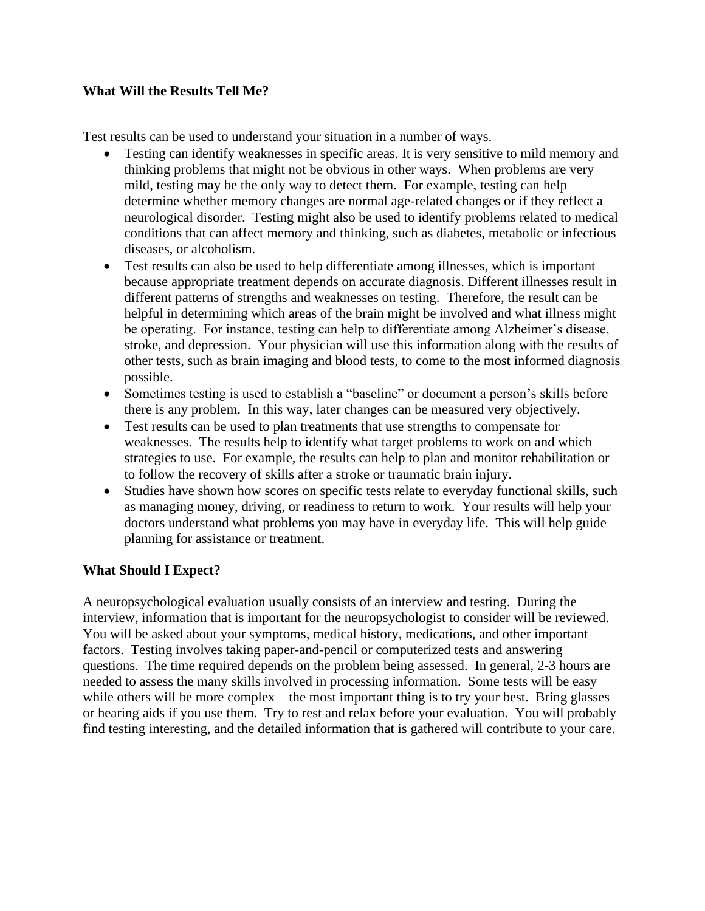**What Will the Results Tell Me?**

Test results can be used to understand your situation in a number of ways.

- Testing can identify weaknesses in specific areas. It is very sensitive to mild memory and thinking problems that might not be obvious in other ways. When problems are very mild, testing may be the only way to detect them. For example, testing can help determine whether memory changes are normal age-related changes or if they reflect a neurological disorder. Testing might also be used to identify problems related to medical conditions that can affect memory and thinking, such as diabetes, metabolic or infectious diseases, or alcoholism.
- Test results can also be used to help differentiate among illnesses, which is important because appropriate treatment depends on accurate diagnosis. Different illnesses result in different patterns of strengths and weaknesses on testing. Therefore, the result can be helpful in determining which areas of the brain might be involved and what illness might be operating. For instance, testing can help to differentiate among Alzheimer's disease, stroke, and depression. Your physician will use this information along with the results of other tests, such as brain imaging and blood tests, to come to the most informed diagnosis possible.
- Sometimes testing is used to establish a "baseline" or document a person's skills before there is any problem. In this way, later changes can be measured very objectively.
- Test results can be used to plan treatments that use strengths to compensate for weaknesses. The results help to identify what target problems to work on and which strategies to use. For example, the results can help to plan and monitor rehabilitation or to follow the recovery of skills after a stroke or traumatic brain injury.
- Studies have shown how scores on specific tests relate to everyday functional skills, such as managing money, driving, or readiness to return to work. Your results will help your doctors understand what problems you may have in everyday life. This will help guide planning for assistance or treatment.

**What Should I Expect?**

A neuropsychological evaluation usually consists of an interview and testing. During the interview, information that is important for the neuropsychologist to consider will be reviewed. You will be asked about your symptoms, medical history, medications, and other important factors. Testing involves taking paper-and-pencil or computerized tests and answering questions. The time required depends on the problem being assessed. In general, 2-3 hours are needed to assess the many skills involved in processing information. Some tests will be easy while others will be more complex – the most important thing is to try your best. Bring glasses or hearing aids if you use them. Try to rest and relax before your evaluation. You will probably find testing interesting, and the detailed information that is gathered will contribute to your care.